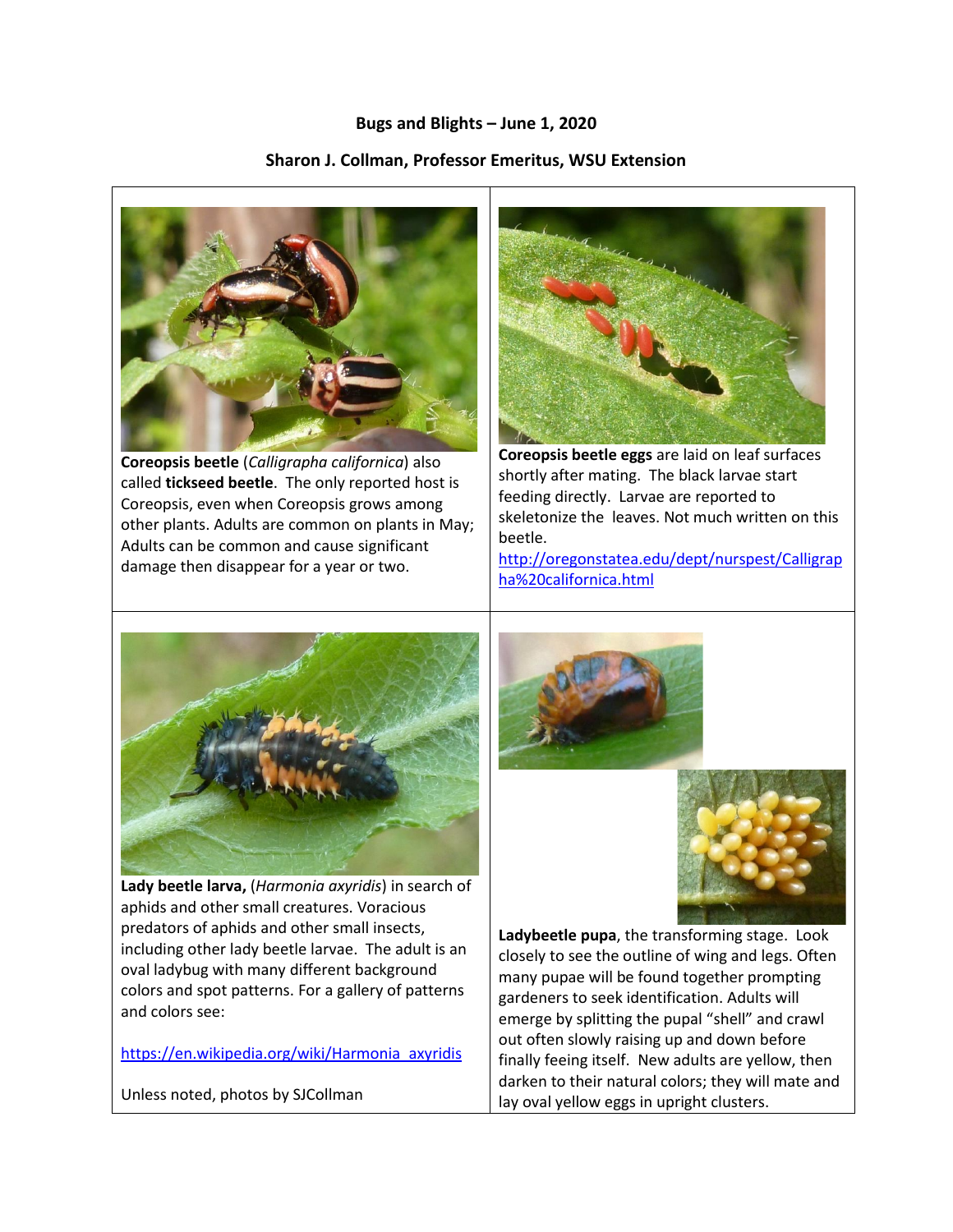**Bugs and Blights – June 1, 2020**

**Sharon J. Collman, Professor Emeritus, WSU Extension**

**Coreopsis beetle** (*Calligrapha californica*) also called **tickseed beetle**. The only reported host is Coreopsis, even when Coreopsis grows among other plants. Adults are common on plants in May; Adults can be common and cause significant damage then disappear for a year or two.

**Coreopsis beetle eggs** are laid on leaf surfaces shortly after mating. The black larvae start feeding directly. Larvae are reported to skeletonize the leaves. Not much written on this beetle.
http://oregonstatea.edu/dept/nurspest/Calligrapha%20californica.html

**Lady beetle larva,** (*Harmonia axyridis*) in search of aphids and other small creatures. Voracious predators of aphids and other small insects, including other lady beetle larvae. The adult is an oval ladybug with many different background colors and spot patterns. For a gallery of patterns and colors see:

https://en.wikipedia.org/wiki/Harmonia_axyridis

Unless noted, photos by SJCollman

**Ladybeetle pupa**, the transforming stage. Look closely to see the outline of wing and legs. Often many pupae will be found together prompting gardeners to seek identification. Adults will emerge by splitting the pupal "shell" and crawl out often slowly raising up and down before finally feeing itself. New adults are yellow, then darken to their natural colors; they will mate and lay oval yellow eggs in upright clusters.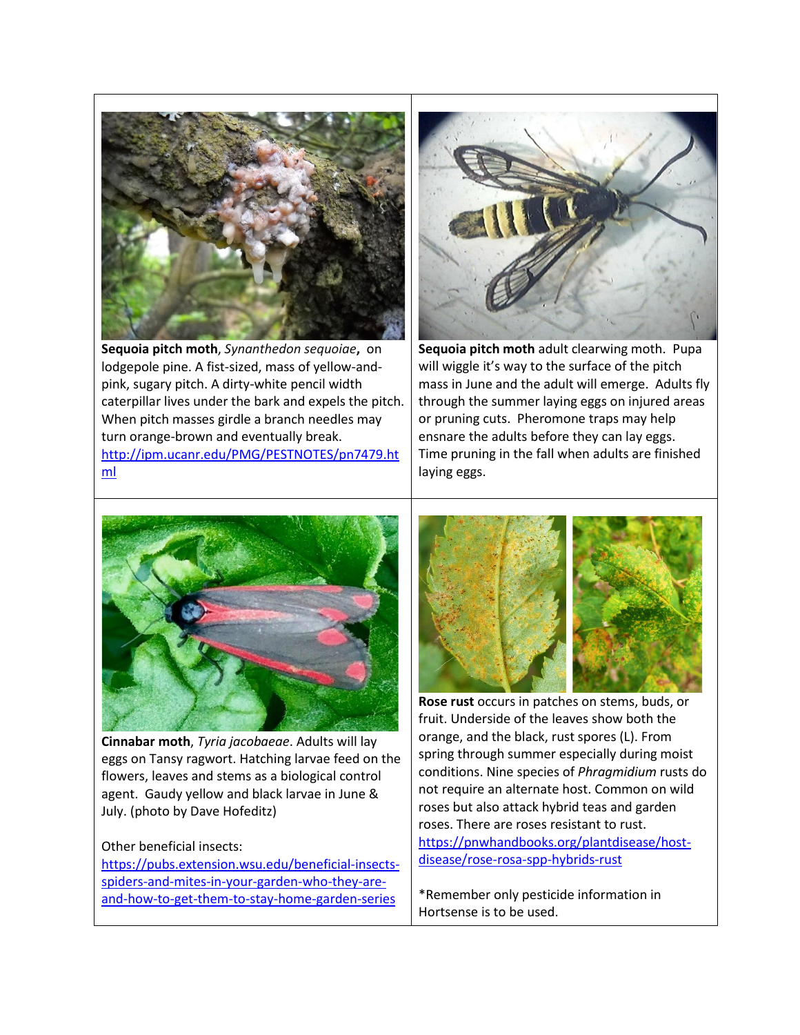**Sequoia pitch moth**, *Synanthedon sequoiae***,** on lodgepole pine. A fist-sized, mass of yellow-and-pink, sugary pitch. A dirty-white pencil width caterpillar lives under the bark and expels the pitch. When pitch masses girdle a branch needles may turn orange-brown and eventually break. http://ipm.ucanr.edu/PMG/PESTNOTES/pn7479.html

**Sequoia pitch moth** adult clearwing moth. Pupa will wiggle it's way to the surface of the pitch mass in June and the adult will emerge. Adults fly through the summer laying eggs on injured areas or pruning cuts. Pheromone traps may help ensnare the adults before they can lay eggs. Time pruning in the fall when adults are finished laying eggs.

**Cinnabar moth**, *Tyria jacobaeae*. Adults will lay eggs on Tansy ragwort. Hatching larvae feed on the flowers, leaves and stems as a biological control agent. Gaudy yellow and black larvae in June & July. (photo by Dave Hofeditz)

Other beneficial insects: https://pubs.extension.wsu.edu/beneficial-insects-spiders-and-mites-in-your-garden-who-they-are-and-how-to-get-them-to-stay-home-garden-series

**Rose rust** occurs in patches on stems, buds, or fruit. Underside of the leaves show both the orange, and the black, rust spores (L). From spring through summer especially during moist conditions. Nine species of *Phragmidium* rusts do not require an alternate host. Common on wild roses but also attack hybrid teas and garden roses. There are roses resistant to rust. https://pnwhandbooks.org/plantdisease/host-disease/rose-rosa-spp-hybrids-rust

*Remember only pesticide information in Hortsense is to be used.